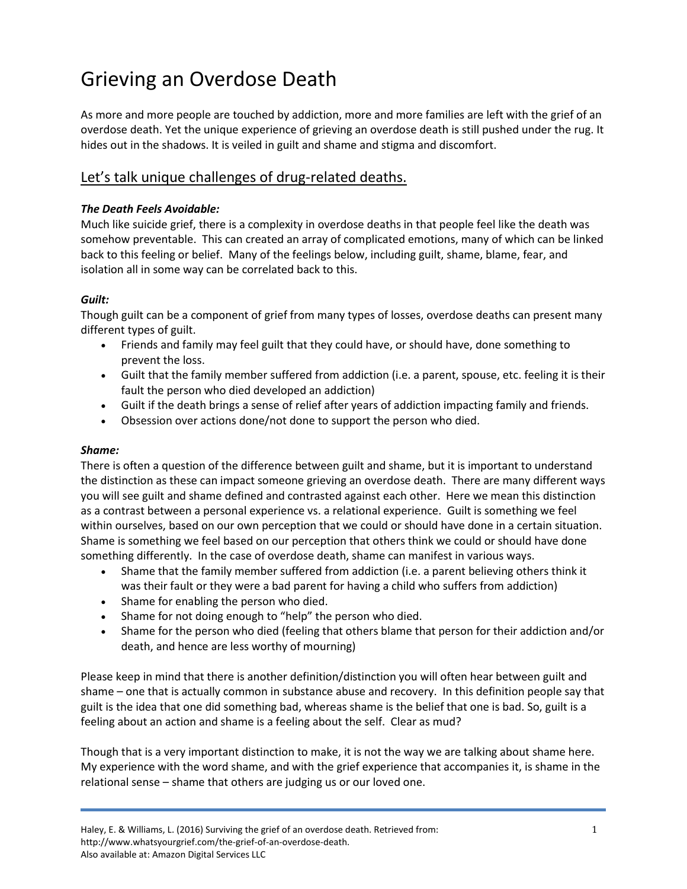# Grieving an Overdose Death

As more and more people are touched by addiction, more and more families are left with the grief of an overdose death. Yet the unique experience of grieving an overdose death is still pushed under the rug. It hides out in the shadows. It is veiled in guilt and shame and stigma and discomfort.

## Let's talk unique challenges of drug-related deaths.

***The Death Feels Avoidable:***

Much like suicide grief, there is a complexity in overdose deaths in that people feel like the death was somehow preventable. This can created an array of complicated emotions, many of which can be linked back to this feeling or belief. Many of the feelings below, including guilt, shame, blame, fear, and isolation all in some way can be correlated back to this.

***Guilt:***

Though guilt can be a component of grief from many types of losses, overdose deaths can present many different types of guilt.

- Friends and family may feel guilt that they could have, or should have, done something to prevent the loss.
- Guilt that the family member suffered from addiction (i.e. a parent, spouse, etc. feeling it is their fault the person who died developed an addiction)
- Guilt if the death brings a sense of relief after years of addiction impacting family and friends.
- Obsession over actions done/not done to support the person who died.

***Shame:***

There is often a question of the difference between guilt and shame, but it is important to understand the distinction as these can impact someone grieving an overdose death. There are many different ways you will see guilt and shame defined and contrasted against each other. Here we mean this distinction as a contrast between a personal experience vs. a relational experience. Guilt is something we feel within ourselves, based on our own perception that we could or should have done in a certain situation. Shame is something we feel based on our perception that others think we could or should have done something differently. In the case of overdose death, shame can manifest in various ways.

- Shame that the family member suffered from addiction (i.e. a parent believing others think it was their fault or they were a bad parent for having a child who suffers from addiction)
- Shame for enabling the person who died.
- Shame for not doing enough to "help" the person who died.
- Shame for the person who died (feeling that others blame that person for their addiction and/or death, and hence are less worthy of mourning)

Please keep in mind that there is another definition/distinction you will often hear between guilt and shame – one that is actually common in substance abuse and recovery. In this definition people say that guilt is the idea that one did something bad, whereas shame is the belief that one is bad. So, guilt is a feeling about an action and shame is a feeling about the self. Clear as mud?

Though that is a very important distinction to make, it is not the way we are talking about shame here. My experience with the word shame, and with the grief experience that accompanies it, is shame in the relational sense – shame that others are judging us or our loved one.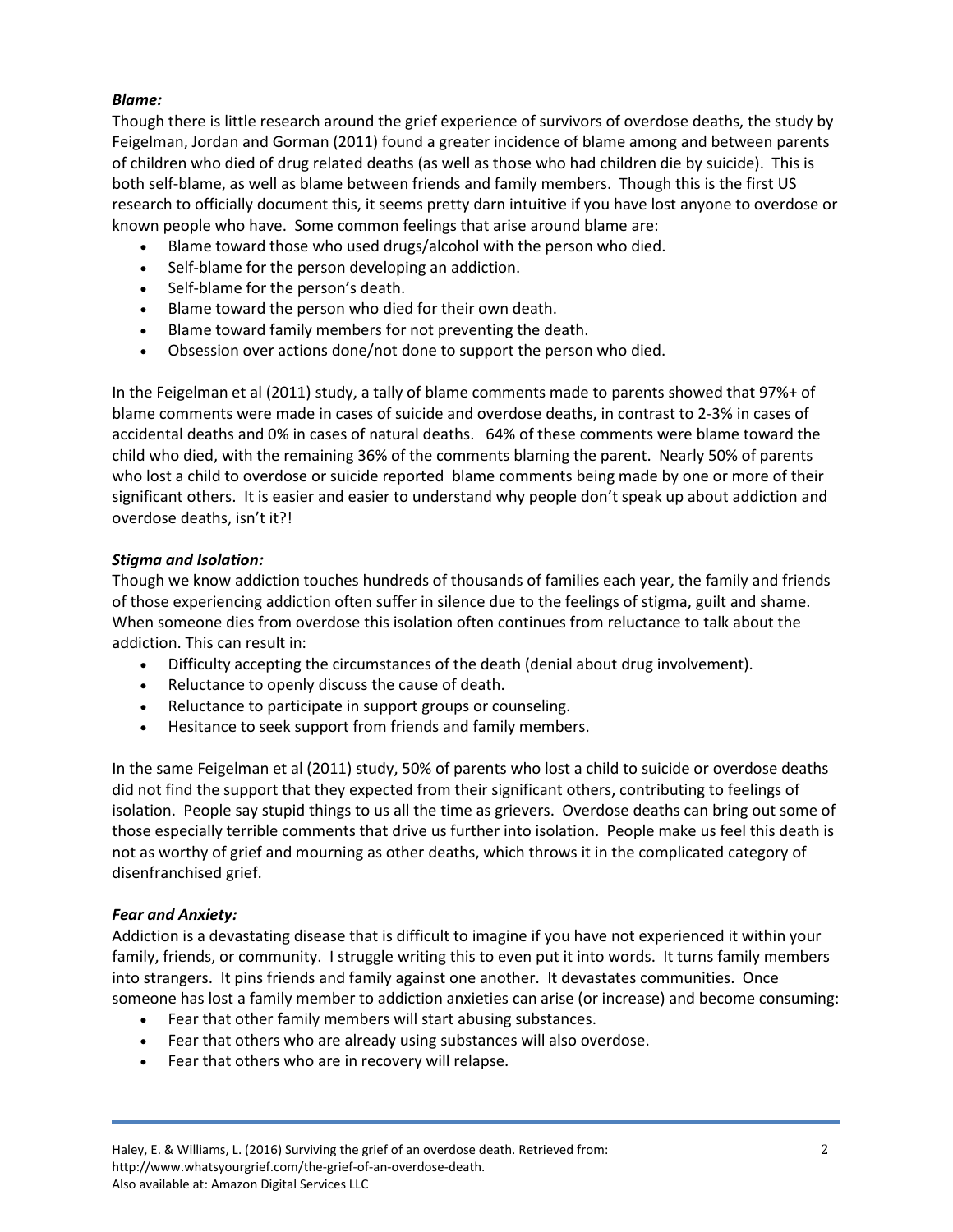***Blame:***

Though there is little research around the grief experience of survivors of overdose deaths, the study by Feigelman, Jordan and Gorman (2011) found a greater incidence of blame among and between parents of children who died of drug related deaths (as well as those who had children die by suicide). This is both self-blame, as well as blame between friends and family members. Though this is the first US research to officially document this, it seems pretty darn intuitive if you have lost anyone to overdose or known people who have. Some common feelings that arise around blame are:

- Blame toward those who used drugs/alcohol with the person who died.
- Self-blame for the person developing an addiction.
- Self-blame for the person's death.
- Blame toward the person who died for their own death.
- Blame toward family members for not preventing the death.
- Obsession over actions done/not done to support the person who died.

In the Feigelman et al (2011) study, a tally of blame comments made to parents showed that 97%+ of blame comments were made in cases of suicide and overdose deaths, in contrast to 2-3% in cases of accidental deaths and 0% in cases of natural deaths. 64% of these comments were blame toward the child who died, with the remaining 36% of the comments blaming the parent. Nearly 50% of parents who lost a child to overdose or suicide reported blame comments being made by one or more of their significant others. It is easier and easier to understand why people don't speak up about addiction and overdose deaths, isn't it?!

***Stigma and Isolation:***

Though we know addiction touches hundreds of thousands of families each year, the family and friends of those experiencing addiction often suffer in silence due to the feelings of stigma, guilt and shame. When someone dies from overdose this isolation often continues from reluctance to talk about the addiction. This can result in:

- Difficulty accepting the circumstances of the death (denial about drug involvement).
- Reluctance to openly discuss the cause of death.
- Reluctance to participate in support groups or counseling.
- Hesitance to seek support from friends and family members.

In the same Feigelman et al (2011) study, 50% of parents who lost a child to suicide or overdose deaths did not find the support that they expected from their significant others, contributing to feelings of isolation. People say stupid things to us all the time as grievers. Overdose deaths can bring out some of those especially terrible comments that drive us further into isolation. People make us feel this death is not as worthy of grief and mourning as other deaths, which throws it in the complicated category of disenfranchised grief.

***Fear and Anxiety:***

Addiction is a devastating disease that is difficult to imagine if you have not experienced it within your family, friends, or community. I struggle writing this to even put it into words. It turns family members into strangers. It pins friends and family against one another. It devastates communities. Once someone has lost a family member to addiction anxieties can arise (or increase) and become consuming:

- Fear that other family members will start abusing substances.
- Fear that others who are already using substances will also overdose.
- Fear that others who are in recovery will relapse.

Haley, E. & Williams, L. (2016) Surviving the grief of an overdose death. Retrieved from: http://www.whatsyourgrief.com/the-grief-of-an-overdose-death.
Also available at: Amazon Digital Services LLC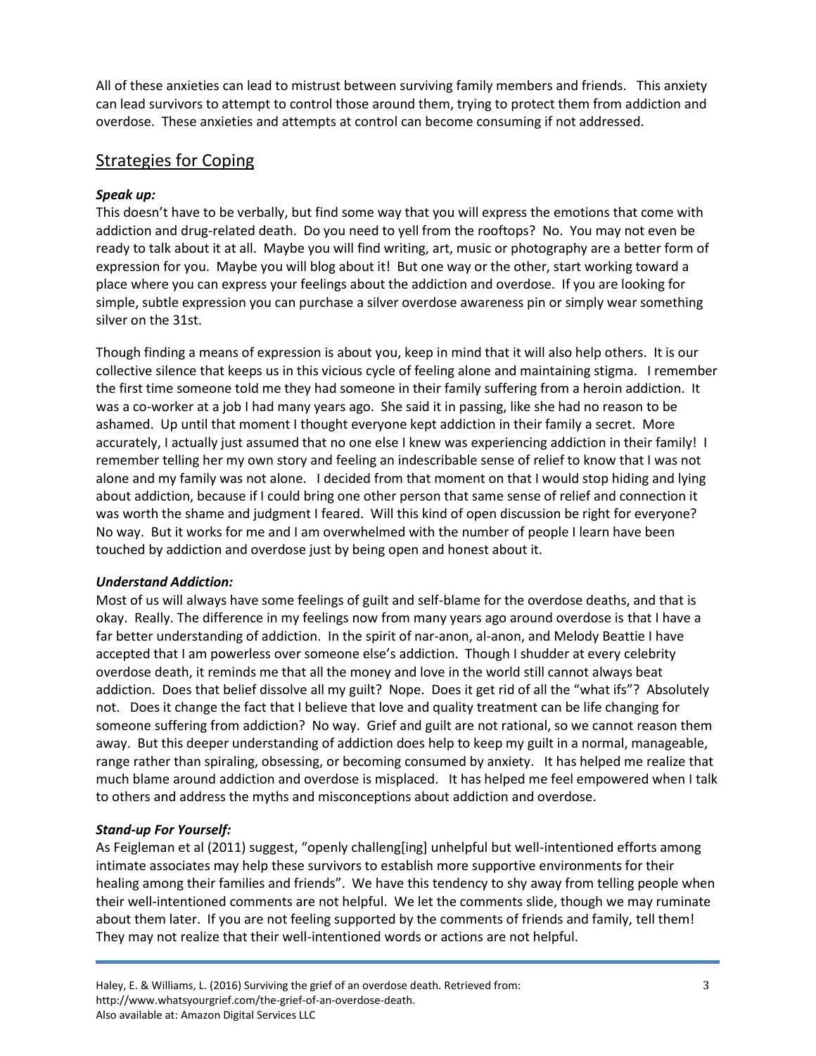All of these anxieties can lead to mistrust between surviving family members and friends. This anxiety can lead survivors to attempt to control those around them, trying to protect them from addiction and overdose. These anxieties and attempts at control can become consuming if not addressed.

## Strategies for Coping

***Speak up:***

This doesn't have to be verbally, but find some way that you will express the emotions that come with addiction and drug-related death. Do you need to yell from the rooftops? No. You may not even be ready to talk about it at all. Maybe you will find writing, art, music or photography are a better form of expression for you. Maybe you will blog about it! But one way or the other, start working toward a place where you can express your feelings about the addiction and overdose. If you are looking for simple, subtle expression you can purchase a silver overdose awareness pin or simply wear something silver on the 31st.

Though finding a means of expression is about you, keep in mind that it will also help others. It is our collective silence that keeps us in this vicious cycle of feeling alone and maintaining stigma. I remember the first time someone told me they had someone in their family suffering from a heroin addiction. It was a co-worker at a job I had many years ago. She said it in passing, like she had no reason to be ashamed. Up until that moment I thought everyone kept addiction in their family a secret. More accurately, I actually just assumed that no one else I knew was experiencing addiction in their family! I remember telling her my own story and feeling an indescribable sense of relief to know that I was not alone and my family was not alone. I decided from that moment on that I would stop hiding and lying about addiction, because if I could bring one other person that same sense of relief and connection it was worth the shame and judgment I feared. Will this kind of open discussion be right for everyone? No way. But it works for me and I am overwhelmed with the number of people I learn have been touched by addiction and overdose just by being open and honest about it.

***Understand Addiction:***

Most of us will always have some feelings of guilt and self-blame for the overdose deaths, and that is okay. Really. The difference in my feelings now from many years ago around overdose is that I have a far better understanding of addiction. In the spirit of nar-anon, al-anon, and Melody Beattie I have accepted that I am powerless over someone else's addiction. Though I shudder at every celebrity overdose death, it reminds me that all the money and love in the world still cannot always beat addiction. Does that belief dissolve all my guilt? Nope. Does it get rid of all the "what ifs"? Absolutely not. Does it change the fact that I believe that love and quality treatment can be life changing for someone suffering from addiction? No way. Grief and guilt are not rational, so we cannot reason them away. But this deeper understanding of addiction does help to keep my guilt in a normal, manageable, range rather than spiraling, obsessing, or becoming consumed by anxiety. It has helped me realize that much blame around addiction and overdose is misplaced. It has helped me feel empowered when I talk to others and address the myths and misconceptions about addiction and overdose.

***Stand-up For Yourself:***

As Feigleman et al (2011) suggest, "openly challeng[ing] unhelpful but well-intentioned efforts among intimate associates may help these survivors to establish more supportive environments for their healing among their families and friends". We have this tendency to shy away from telling people when their well-intentioned comments are not helpful. We let the comments slide, though we may ruminate about them later. If you are not feeling supported by the comments of friends and family, tell them! They may not realize that their well-intentioned words or actions are not helpful.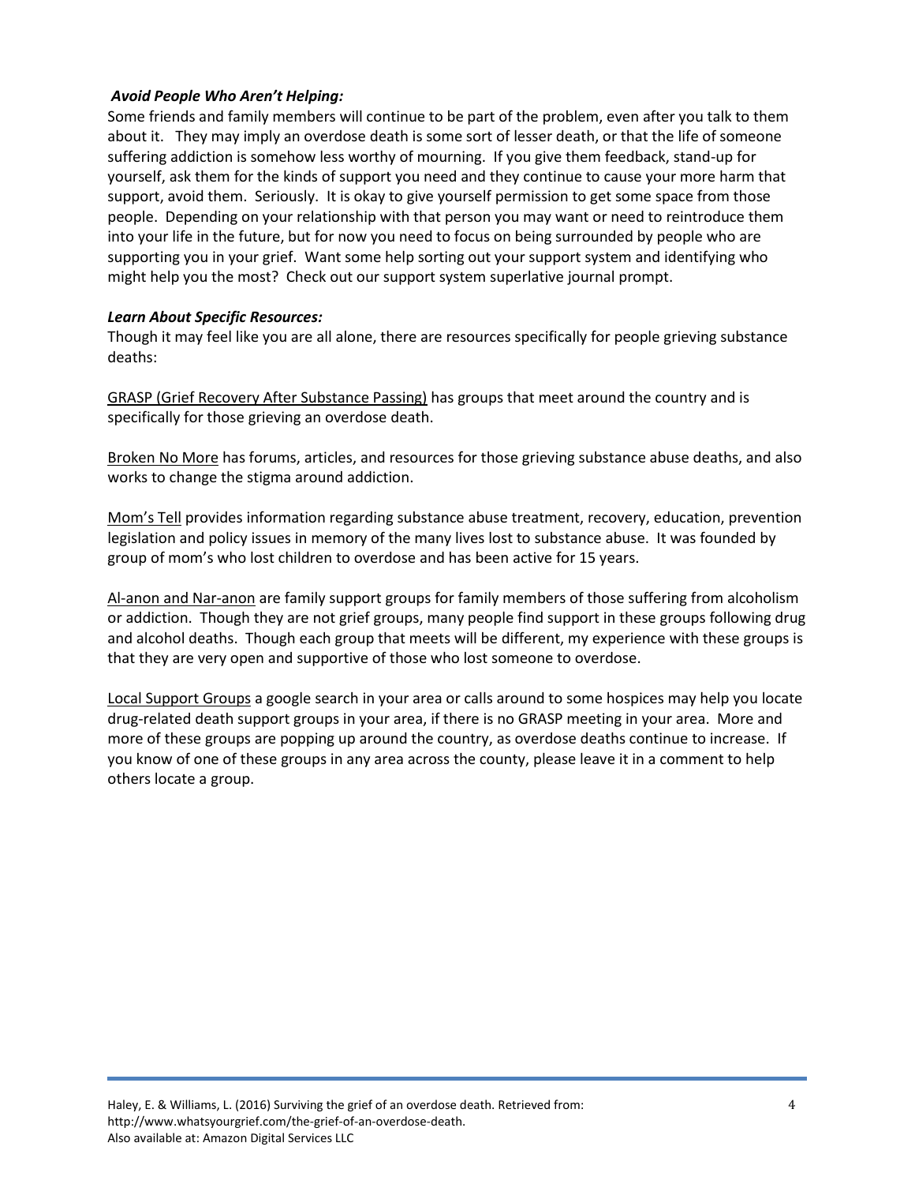***Avoid People Who Aren't Helping:***

Some friends and family members will continue to be part of the problem, even after you talk to them about it. They may imply an overdose death is some sort of lesser death, or that the life of someone suffering addiction is somehow less worthy of mourning. If you give them feedback, stand-up for yourself, ask them for the kinds of support you need and they continue to cause your more harm that support, avoid them. Seriously. It is okay to give yourself permission to get some space from those people. Depending on your relationship with that person you may want or need to reintroduce them into your life in the future, but for now you need to focus on being surrounded by people who are supporting you in your grief. Want some help sorting out your support system and identifying who might help you the most? Check out our support system superlative journal prompt.

***Learn About Specific Resources:***

Though it may feel like you are all alone, there are resources specifically for people grieving substance deaths:

GRASP (Grief Recovery After Substance Passing) has groups that meet around the country and is specifically for those grieving an overdose death.

Broken No More has forums, articles, and resources for those grieving substance abuse deaths, and also works to change the stigma around addiction.

Mom's Tell provides information regarding substance abuse treatment, recovery, education, prevention legislation and policy issues in memory of the many lives lost to substance abuse. It was founded by group of mom's who lost children to overdose and has been active for 15 years.

Al-anon and Nar-anon are family support groups for family members of those suffering from alcoholism or addiction. Though they are not grief groups, many people find support in these groups following drug and alcohol deaths. Though each group that meets will be different, my experience with these groups is that they are very open and supportive of those who lost someone to overdose.

Local Support Groups a google search in your area or calls around to some hospices may help you locate drug-related death support groups in your area, if there is no GRASP meeting in your area. More and more of these groups are popping up around the country, as overdose deaths continue to increase. If you know of one of these groups in any area across the county, please leave it in a comment to help others locate a group.